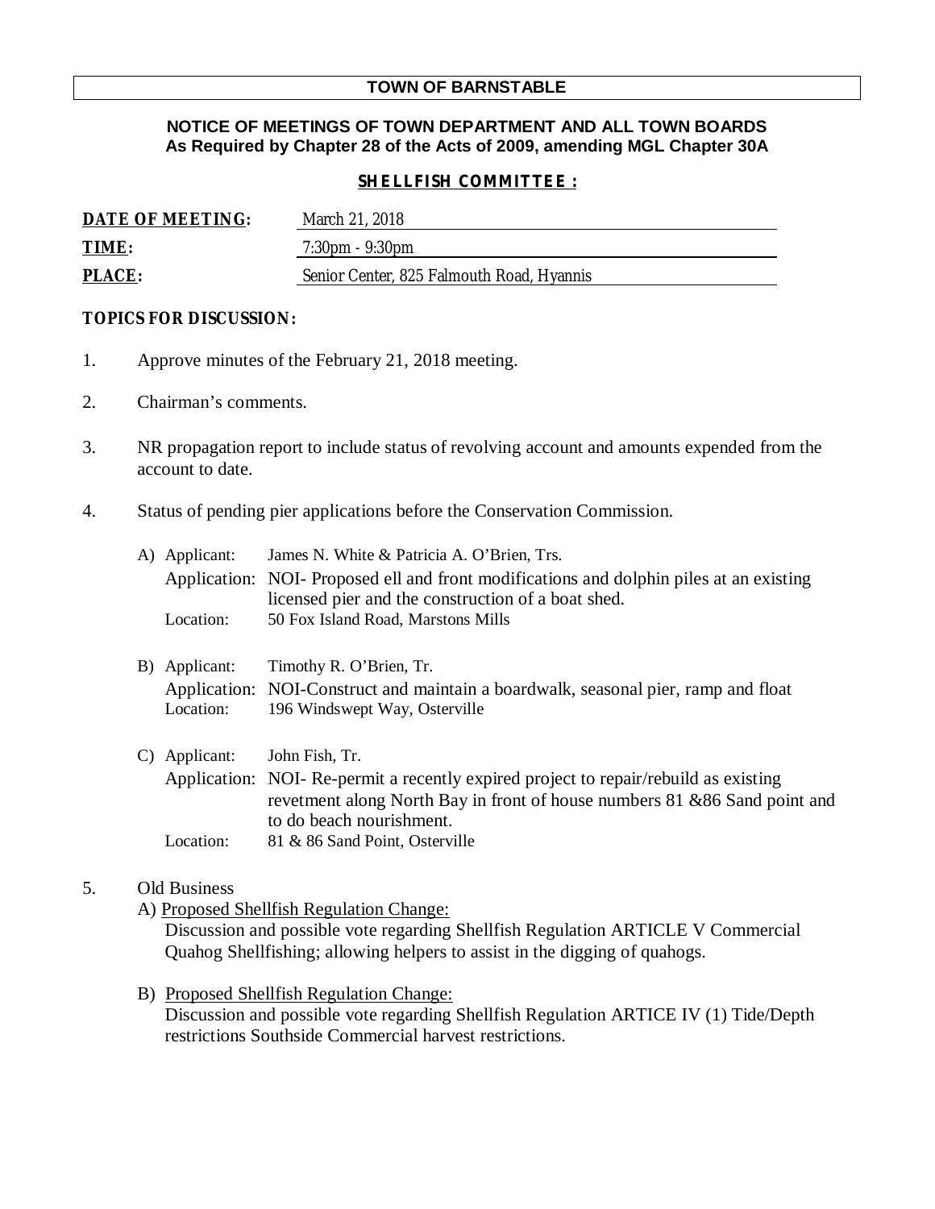# TOWN OF BARNSTABLE

**NOTICE OF MEETINGS OF TOWN DEPARTMENT AND ALL TOWN BOARDS**
**As Required by Chapter 28 of the Acts of 2009, amending MGL Chapter 30A**

## **SHELLFISH COMMITTEE :**

**DATE OF MEETING:** March 21, 2018

**TIME:** 7:30pm - 9:30pm

**PLACE:** Senior Center, 825 Falmouth Road, Hyannis

**TOPICS FOR DISCUSSION:**

1. Approve minutes of the February 21, 2018 meeting.

2. Chairman's comments.

3. NR propagation report to include status of revolving account and amounts expended from the account to date.

4. Status of pending pier applications before the Conservation Commission.

   A) Applicant: James N. White & Patricia A. O'Brien, Trs.
      Application: NOI- Proposed ell and front modifications and dolphin piles at an existing licensed pier and the construction of a boat shed.
      Location: 50 Fox Island Road, Marstons Mills

   B) Applicant: Timothy R. O'Brien, Tr.
      Application: NOI-Construct and maintain a boardwalk, seasonal pier, ramp and float
      Location: 196 Windswept Way, Osterville

   C) Applicant: John Fish, Tr.
      Application: NOI- Re-permit a recently expired project to repair/rebuild as existing revetment along North Bay in front of house numbers 81 &86 Sand point and to do beach nourishment.
      Location: 81 & 86 Sand Point, Osterville

5. Old Business

   A) Proposed Shellfish Regulation Change:
      Discussion and possible vote regarding Shellfish Regulation ARTICLE V Commercial Quahog Shellfishing; allowing helpers to assist in the digging of quahogs.

   B) Proposed Shellfish Regulation Change:
      Discussion and possible vote regarding Shellfish Regulation ARTICE IV (1) Tide/Depth restrictions Southside Commercial harvest restrictions.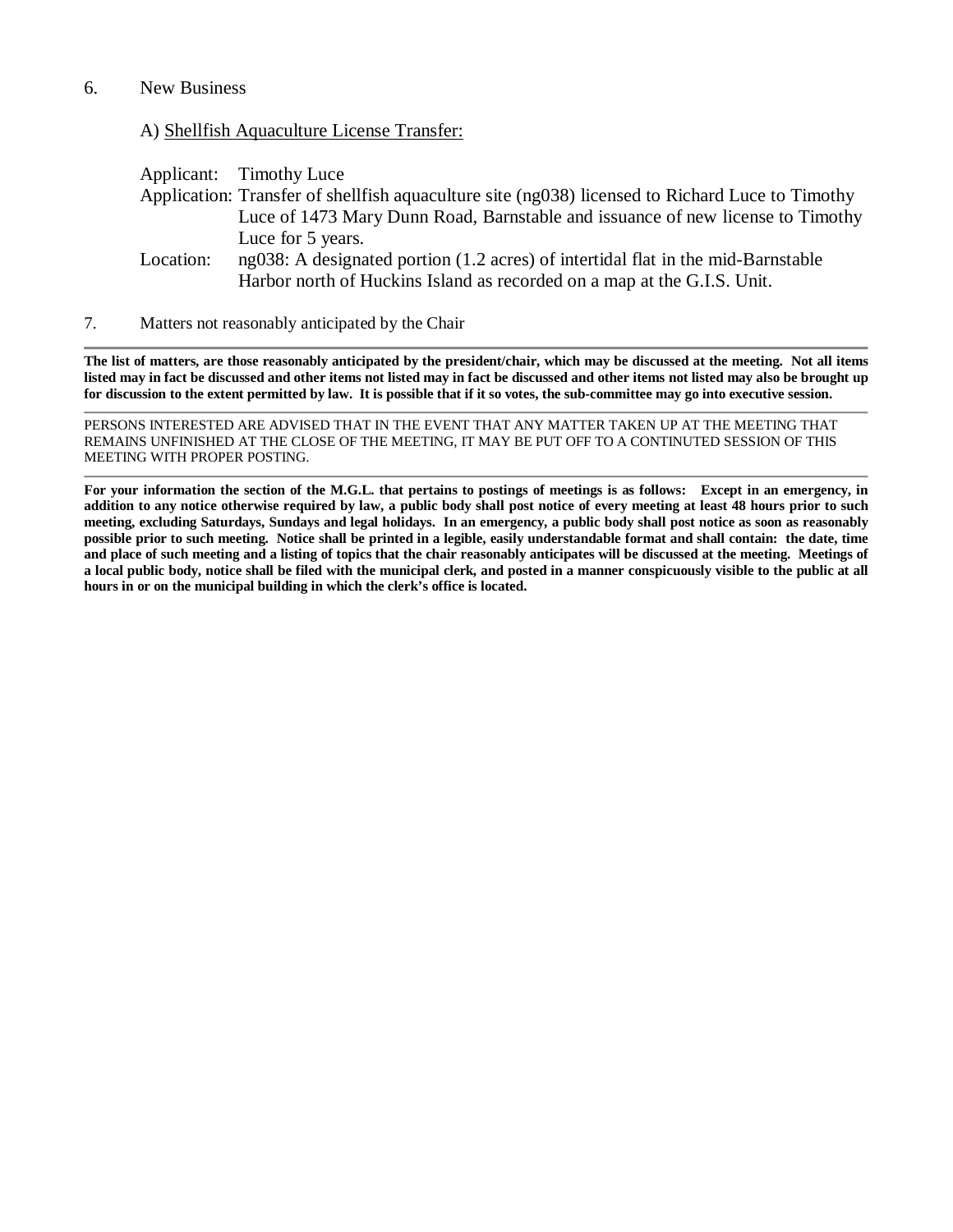6. New Business

A) <u>Shellfish Aquaculture License Transfer:</u>

Applicant: Timothy Luce

Application: Transfer of shellfish aquaculture site (ng038) licensed to Richard Luce to Timothy Luce of 1473 Mary Dunn Road, Barnstable and issuance of new license to Timothy Luce for 5 years.

Location: ng038: A designated portion (1.2 acres) of intertidal flat in the mid-Barnstable Harbor north of Huckins Island as recorded on a map at the G.I.S. Unit.

7. Matters not reasonably anticipated by the Chair

---

**The list of matters, are those reasonably anticipated by the president/chair, which may be discussed at the meeting. Not all items listed may in fact be discussed and other items not listed may in fact be discussed and other items not listed may also be brought up for discussion to the extent permitted by law. It is possible that if it so votes, the sub-committee may go into executive session.**

---

PERSONS INTERESTED ARE ADVISED THAT IN THE EVENT THAT ANY MATTER TAKEN UP AT THE MEETING THAT REMAINS UNFINISHED AT THE CLOSE OF THE MEETING, IT MAY BE PUT OFF TO A CONTINUTED SESSION OF THIS MEETING WITH PROPER POSTING.

---

**For your information the section of the M.G.L. that pertains to postings of meetings is as follows: Except in an emergency, in addition to any notice otherwise required by law, a public body shall post notice of every meeting at least 48 hours prior to such meeting, excluding Saturdays, Sundays and legal holidays. In an emergency, a public body shall post notice as soon as reasonably possible prior to such meeting. Notice shall be printed in a legible, easily understandable format and shall contain: the date, time and place of such meeting and a listing of topics that the chair reasonably anticipates will be discussed at the meeting. Meetings of a local public body, notice shall be filed with the municipal clerk, and posted in a manner conspicuously visible to the public at all hours in or on the municipal building in which the clerk's office is located.**